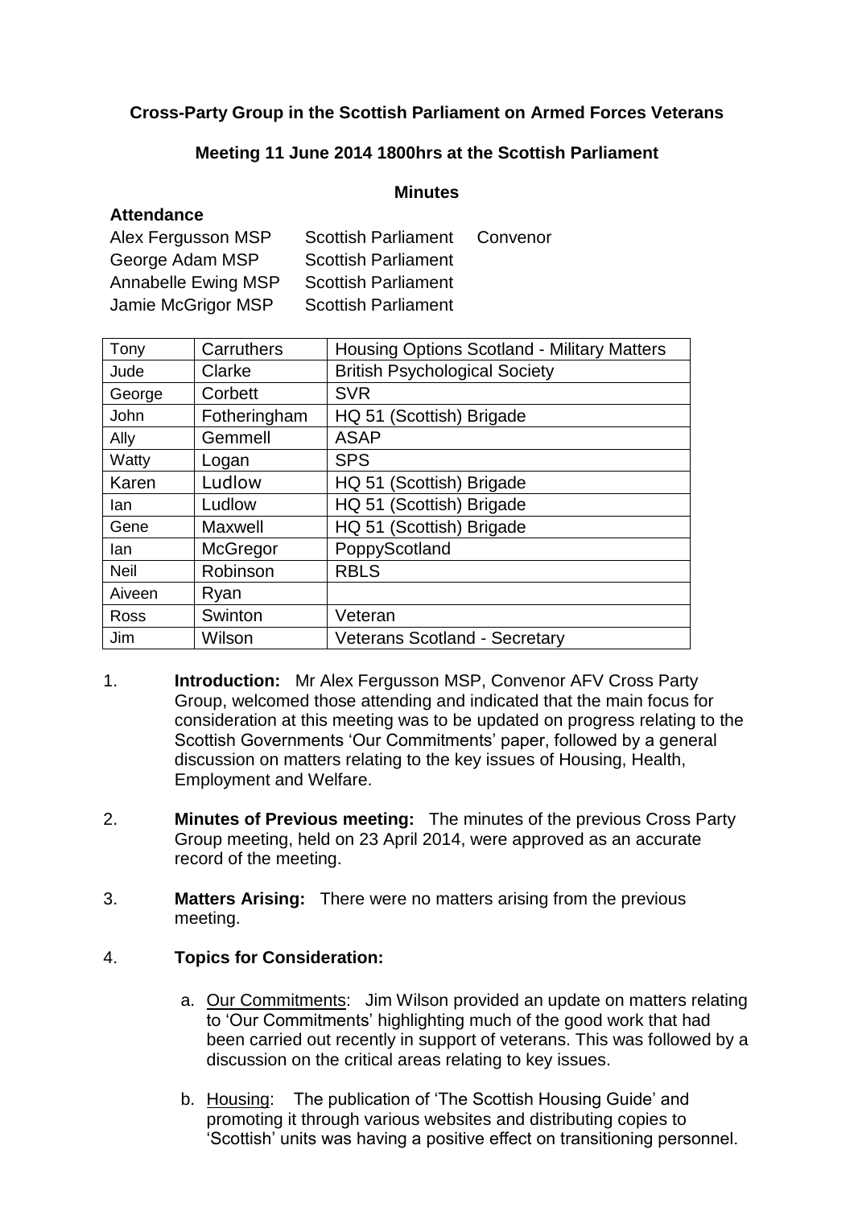**Cross-Party Group in the Scottish Parliament on Armed Forces Veterans**

**Meeting 11 June 2014 1800hrs at the Scottish Parliament**

**Minutes**

**Attendance**

| | | |
|---|---|---|
| Alex Fergusson MSP | Scottish Parliament | Convenor |
| George Adam MSP | Scottish Parliament | |
| Annabelle Ewing MSP | Scottish Parliament | |
| Jamie McGrigor MSP | Scottish Parliament | |

| | | |
|---|---|---|
| Tony | Carruthers | Housing Options Scotland - Military Matters |
| Jude | Clarke | British Psychological Society |
| George | Corbett | SVR |
| John | Fotheringham | HQ 51 (Scottish) Brigade |
| Ally | Gemmell | ASAP |
| Watty | Logan | SPS |
| Karen | Ludlow | HQ 51 (Scottish) Brigade |
| Ian | Ludlow | HQ 51 (Scottish) Brigade |
| Gene | Maxwell | HQ 51 (Scottish) Brigade |
| Ian | McGregor | PoppyScotland |
| Neil | Robinson | RBLS |
| Aiveen | Ryan | |
| Ross | Swinton | Veteran |
| Jim | Wilson | Veterans Scotland - Secretary |

1. **Introduction:** Mr Alex Fergusson MSP, Convenor AFV Cross Party Group, welcomed those attending and indicated that the main focus for consideration at this meeting was to be updated on progress relating to the Scottish Governments 'Our Commitments' paper, followed by a general discussion on matters relating to the key issues of Housing, Health, Employment and Welfare.

2. **Minutes of Previous meeting:** The minutes of the previous Cross Party Group meeting, held on 23 April 2014, were approved as an accurate record of the meeting.

3. **Matters Arising:** There were no matters arising from the previous meeting.

4. **Topics for Consideration:**

   a. Our Commitments: Jim Wilson provided an update on matters relating to 'Our Commitments' highlighting much of the good work that had been carried out recently in support of veterans. This was followed by a discussion on the critical areas relating to key issues.

   b. Housing: The publication of 'The Scottish Housing Guide' and promoting it through various websites and distributing copies to 'Scottish' units was having a positive effect on transitioning personnel.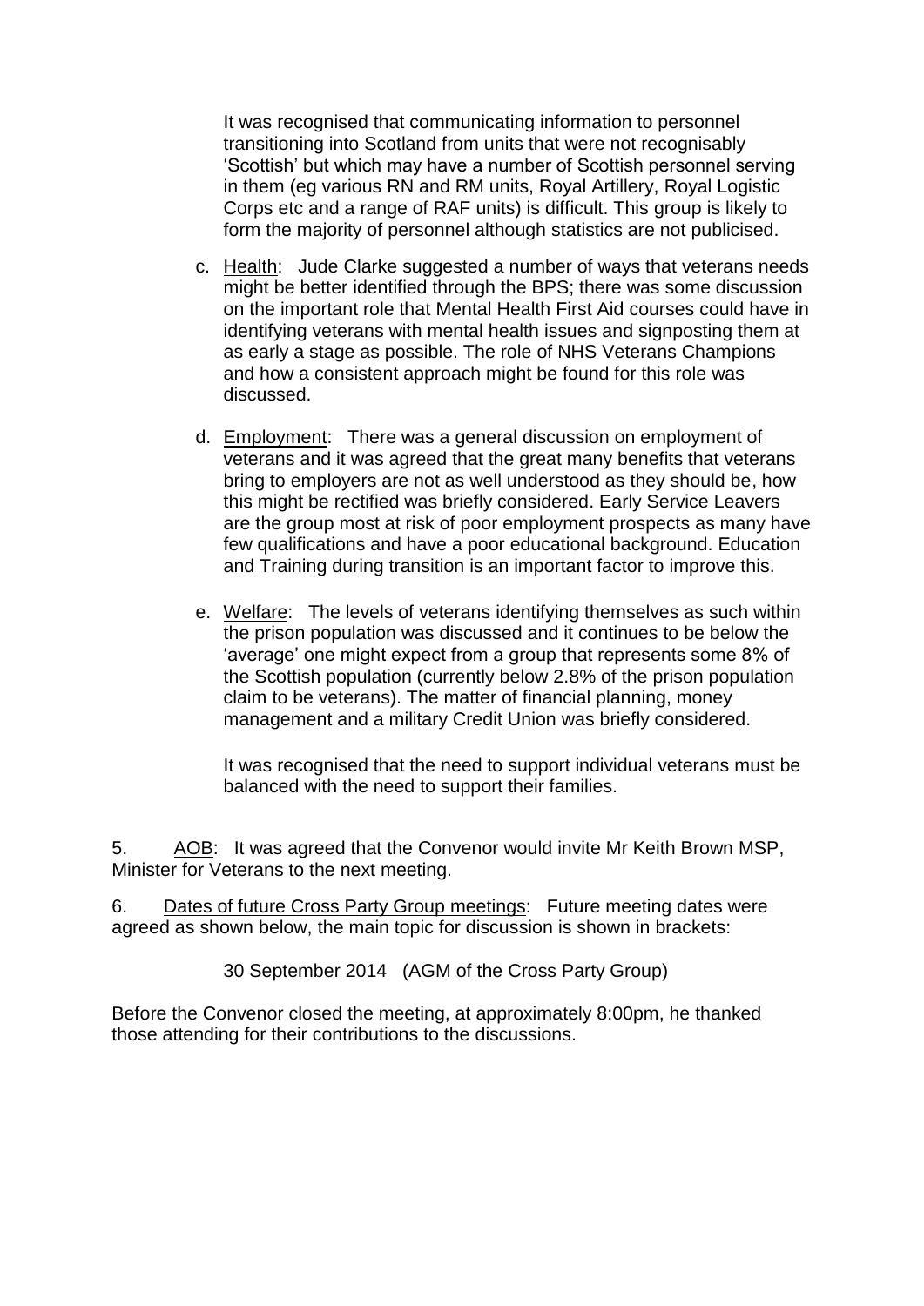It was recognised that communicating information to personnel transitioning into Scotland from units that were not recognisably 'Scottish' but which may have a number of Scottish personnel serving in them (eg various RN and RM units, Royal Artillery, Royal Logistic Corps etc and a range of RAF units) is difficult. This group is likely to form the majority of personnel although statistics are not publicised.

c. Health: Jude Clarke suggested a number of ways that veterans needs might be better identified through the BPS; there was some discussion on the important role that Mental Health First Aid courses could have in identifying veterans with mental health issues and signposting them at as early a stage as possible. The role of NHS Veterans Champions and how a consistent approach might be found for this role was discussed.

d. Employment: There was a general discussion on employment of veterans and it was agreed that the great many benefits that veterans bring to employers are not as well understood as they should be, how this might be rectified was briefly considered. Early Service Leavers are the group most at risk of poor employment prospects as many have few qualifications and have a poor educational background. Education and Training during transition is an important factor to improve this.

e. Welfare: The levels of veterans identifying themselves as such within the prison population was discussed and it continues to be below the 'average' one might expect from a group that represents some 8% of the Scottish population (currently below 2.8% of the prison population claim to be veterans). The matter of financial planning, money management and a military Credit Union was briefly considered.

It was recognised that the need to support individual veterans must be balanced with the need to support their families.

5. AOB: It was agreed that the Convenor would invite Mr Keith Brown MSP, Minister for Veterans to the next meeting.

6. Dates of future Cross Party Group meetings: Future meeting dates were agreed as shown below, the main topic for discussion is shown in brackets:

30 September 2014 (AGM of the Cross Party Group)

Before the Convenor closed the meeting, at approximately 8:00pm, he thanked those attending for their contributions to the discussions.